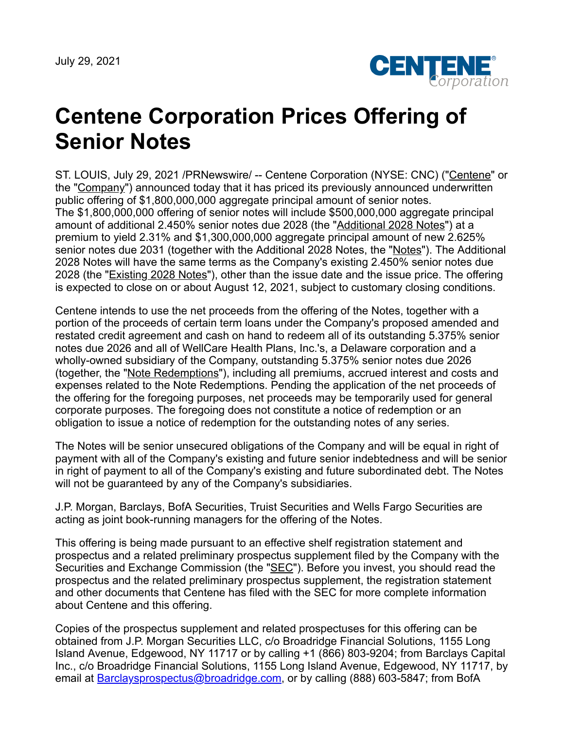July 29, 2021

# Centene Corporation Prices Offering of Senior Notes

ST. LOUIS, July 29, 2021 /PRNewswire/ -- Centene Corporation (NYSE: CNC) ("Centene" or the "Company") announced today that it has priced its previously announced underwritten public offering of $1,800,000,000 aggregate principal amount of senior notes. The $1,800,000,000 offering of senior notes will include $500,000,000 aggregate principal amount of additional 2.450% senior notes due 2028 (the "Additional 2028 Notes") at a premium to yield 2.31% and $1,300,000,000 aggregate principal amount of new 2.625% senior notes due 2031 (together with the Additional 2028 Notes, the "Notes"). The Additional 2028 Notes will have the same terms as the Company's existing 2.450% senior notes due 2028 (the "Existing 2028 Notes"), other than the issue date and the issue price. The offering is expected to close on or about August 12, 2021, subject to customary closing conditions.

Centene intends to use the net proceeds from the offering of the Notes, together with a portion of the proceeds of certain term loans under the Company's proposed amended and restated credit agreement and cash on hand to redeem all of its outstanding 5.375% senior notes due 2026 and all of WellCare Health Plans, Inc.'s, a Delaware corporation and a wholly-owned subsidiary of the Company, outstanding 5.375% senior notes due 2026 (together, the "Note Redemptions"), including all premiums, accrued interest and costs and expenses related to the Note Redemptions. Pending the application of the net proceeds of the offering for the foregoing purposes, net proceeds may be temporarily used for general corporate purposes. The foregoing does not constitute a notice of redemption or an obligation to issue a notice of redemption for the outstanding notes of any series.

The Notes will be senior unsecured obligations of the Company and will be equal in right of payment with all of the Company's existing and future senior indebtedness and will be senior in right of payment to all of the Company's existing and future subordinated debt. The Notes will not be guaranteed by any of the Company's subsidiaries.

J.P. Morgan, Barclays, BofA Securities, Truist Securities and Wells Fargo Securities are acting as joint book-running managers for the offering of the Notes.

This offering is being made pursuant to an effective shelf registration statement and prospectus and a related preliminary prospectus supplement filed by the Company with the Securities and Exchange Commission (the "SEC"). Before you invest, you should read the prospectus and the related preliminary prospectus supplement, the registration statement and other documents that Centene has filed with the SEC for more complete information about Centene and this offering.

Copies of the prospectus supplement and related prospectuses for this offering can be obtained from J.P. Morgan Securities LLC, c/o Broadridge Financial Solutions, 1155 Long Island Avenue, Edgewood, NY 11717 or by calling +1 (866) 803-9204; from Barclays Capital Inc., c/o Broadridge Financial Solutions, 1155 Long Island Avenue, Edgewood, NY 11717, by email at Barclaysprospectus@broadridge.com, or by calling (888) 603-5847; from BofA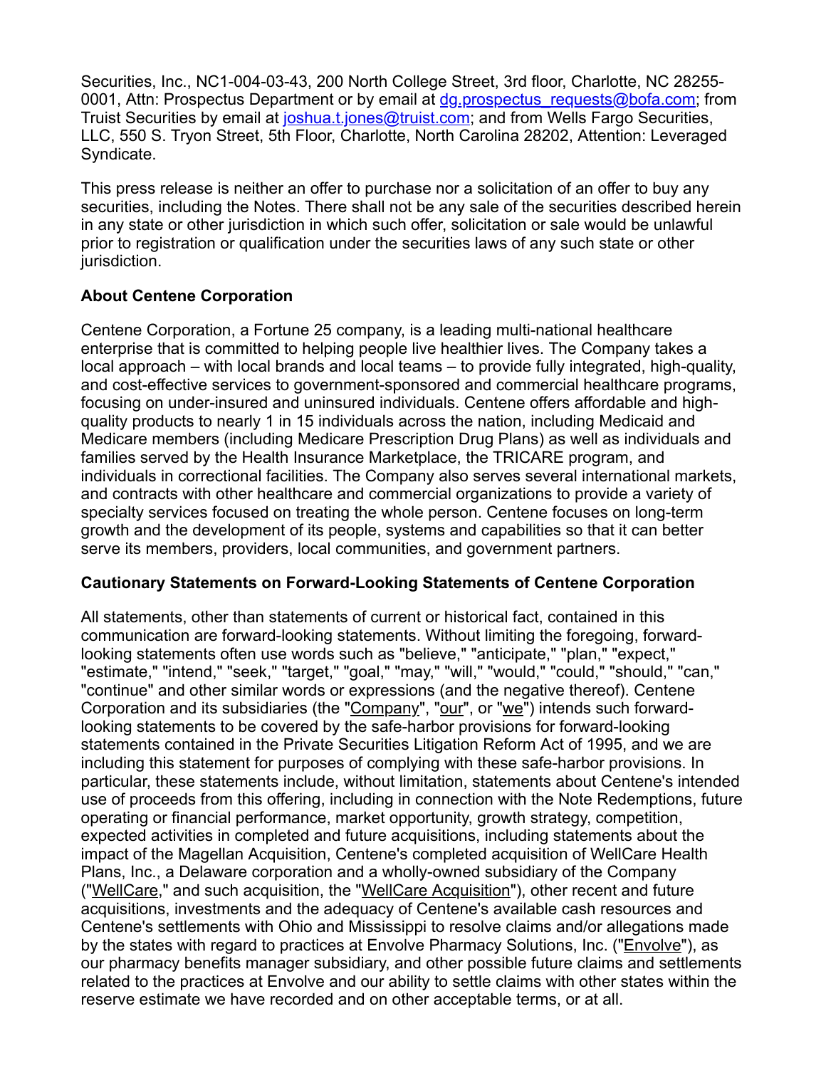Securities, Inc., NC1-004-03-43, 200 North College Street, 3rd floor, Charlotte, NC 28255-0001, Attn: Prospectus Department or by email at dg.prospectus_requests@bofa.com; from Truist Securities by email at joshua.t.jones@truist.com; and from Wells Fargo Securities, LLC, 550 S. Tryon Street, 5th Floor, Charlotte, North Carolina 28202, Attention: Leveraged Syndicate.

This press release is neither an offer to purchase nor a solicitation of an offer to buy any securities, including the Notes. There shall not be any sale of the securities described herein in any state or other jurisdiction in which such offer, solicitation or sale would be unlawful prior to registration or qualification under the securities laws of any such state or other jurisdiction.

**About Centene Corporation**

Centene Corporation, a Fortune 25 company, is a leading multi-national healthcare enterprise that is committed to helping people live healthier lives. The Company takes a local approach – with local brands and local teams – to provide fully integrated, high-quality, and cost-effective services to government-sponsored and commercial healthcare programs, focusing on under-insured and uninsured individuals. Centene offers affordable and high-quality products to nearly 1 in 15 individuals across the nation, including Medicaid and Medicare members (including Medicare Prescription Drug Plans) as well as individuals and families served by the Health Insurance Marketplace, the TRICARE program, and individuals in correctional facilities. The Company also serves several international markets, and contracts with other healthcare and commercial organizations to provide a variety of specialty services focused on treating the whole person. Centene focuses on long-term growth and the development of its people, systems and capabilities so that it can better serve its members, providers, local communities, and government partners.

**Cautionary Statements on Forward-Looking Statements of Centene Corporation**

All statements, other than statements of current or historical fact, contained in this communication are forward-looking statements. Without limiting the foregoing, forward-looking statements often use words such as "believe," "anticipate," "plan," "expect," "estimate," "intend," "seek," "target," "goal," "may," "will," "would," "could," "should," "can," "continue" and other similar words or expressions (and the negative thereof). Centene Corporation and its subsidiaries (the "Company", "our", or "we") intends such forward-looking statements to be covered by the safe-harbor provisions for forward-looking statements contained in the Private Securities Litigation Reform Act of 1995, and we are including this statement for purposes of complying with these safe-harbor provisions. In particular, these statements include, without limitation, statements about Centene's intended use of proceeds from this offering, including in connection with the Note Redemptions, future operating or financial performance, market opportunity, growth strategy, competition, expected activities in completed and future acquisitions, including statements about the impact of the Magellan Acquisition, Centene's completed acquisition of WellCare Health Plans, Inc., a Delaware corporation and a wholly-owned subsidiary of the Company ("WellCare," and such acquisition, the "WellCare Acquisition"), other recent and future acquisitions, investments and the adequacy of Centene's available cash resources and Centene's settlements with Ohio and Mississippi to resolve claims and/or allegations made by the states with regard to practices at Envolve Pharmacy Solutions, Inc. ("Envolve"), as our pharmacy benefits manager subsidiary, and other possible future claims and settlements related to the practices at Envolve and our ability to settle claims with other states within the reserve estimate we have recorded and on other acceptable terms, or at all.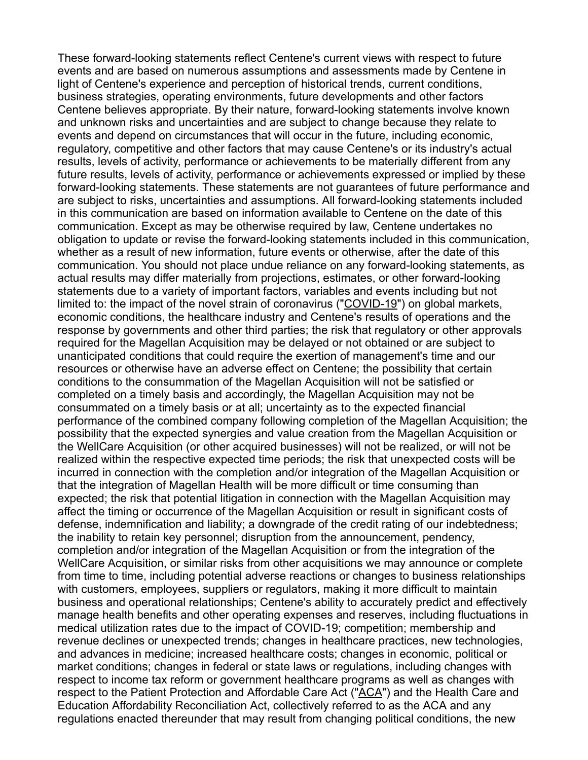These forward-looking statements reflect Centene's current views with respect to future events and are based on numerous assumptions and assessments made by Centene in light of Centene's experience and perception of historical trends, current conditions, business strategies, operating environments, future developments and other factors Centene believes appropriate. By their nature, forward-looking statements involve known and unknown risks and uncertainties and are subject to change because they relate to events and depend on circumstances that will occur in the future, including economic, regulatory, competitive and other factors that may cause Centene's or its industry's actual results, levels of activity, performance or achievements to be materially different from any future results, levels of activity, performance or achievements expressed or implied by these forward-looking statements. These statements are not guarantees of future performance and are subject to risks, uncertainties and assumptions. All forward-looking statements included in this communication are based on information available to Centene on the date of this communication. Except as may be otherwise required by law, Centene undertakes no obligation to update or revise the forward-looking statements included in this communication, whether as a result of new information, future events or otherwise, after the date of this communication. You should not place undue reliance on any forward-looking statements, as actual results may differ materially from projections, estimates, or other forward-looking statements due to a variety of important factors, variables and events including but not limited to: the impact of the novel strain of coronavirus ("COVID-19") on global markets, economic conditions, the healthcare industry and Centene's results of operations and the response by governments and other third parties; the risk that regulatory or other approvals required for the Magellan Acquisition may be delayed or not obtained or are subject to unanticipated conditions that could require the exertion of management's time and our resources or otherwise have an adverse effect on Centene; the possibility that certain conditions to the consummation of the Magellan Acquisition will not be satisfied or completed on a timely basis and accordingly, the Magellan Acquisition may not be consummated on a timely basis or at all; uncertainty as to the expected financial performance of the combined company following completion of the Magellan Acquisition; the possibility that the expected synergies and value creation from the Magellan Acquisition or the WellCare Acquisition (or other acquired businesses) will not be realized, or will not be realized within the respective expected time periods; the risk that unexpected costs will be incurred in connection with the completion and/or integration of the Magellan Acquisition or that the integration of Magellan Health will be more difficult or time consuming than expected; the risk that potential litigation in connection with the Magellan Acquisition may affect the timing or occurrence of the Magellan Acquisition or result in significant costs of defense, indemnification and liability; a downgrade of the credit rating of our indebtedness; the inability to retain key personnel; disruption from the announcement, pendency, completion and/or integration of the Magellan Acquisition or from the integration of the WellCare Acquisition, or similar risks from other acquisitions we may announce or complete from time to time, including potential adverse reactions or changes to business relationships with customers, employees, suppliers or regulators, making it more difficult to maintain business and operational relationships; Centene's ability to accurately predict and effectively manage health benefits and other operating expenses and reserves, including fluctuations in medical utilization rates due to the impact of COVID-19; competition; membership and revenue declines or unexpected trends; changes in healthcare practices, new technologies, and advances in medicine; increased healthcare costs; changes in economic, political or market conditions; changes in federal or state laws or regulations, including changes with respect to income tax reform or government healthcare programs as well as changes with respect to the Patient Protection and Affordable Care Act ("ACA") and the Health Care and Education Affordability Reconciliation Act, collectively referred to as the ACA and any regulations enacted thereunder that may result from changing political conditions, the new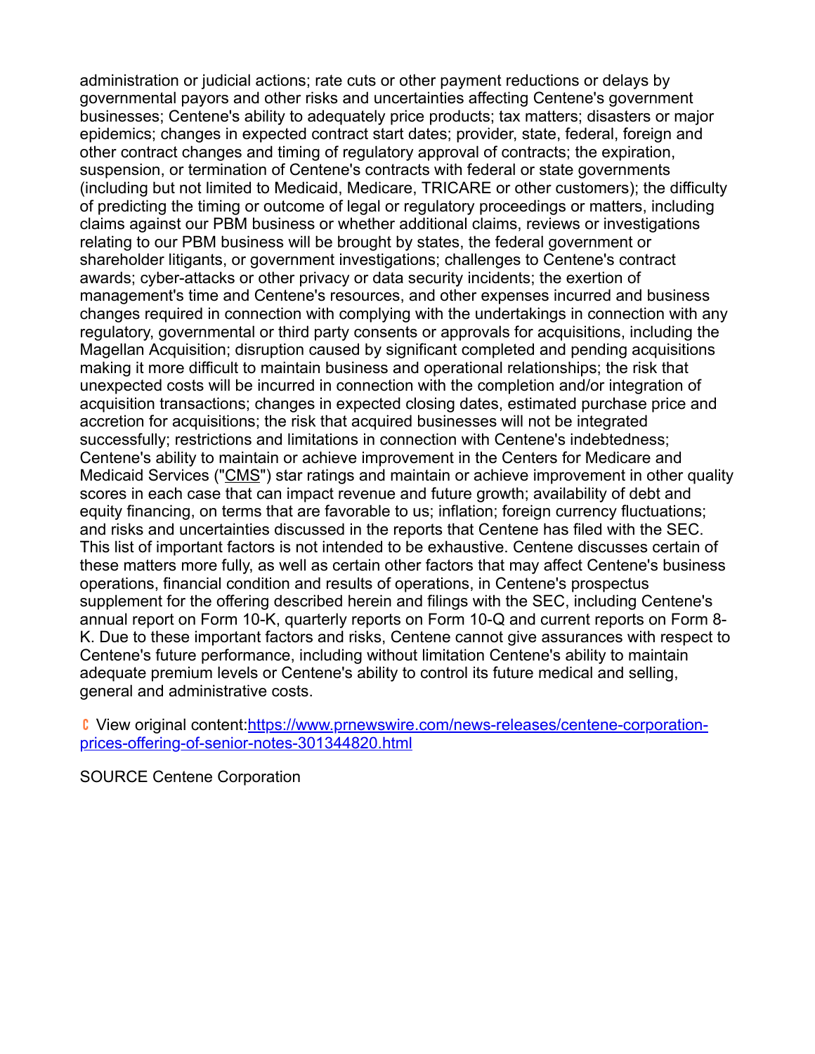administration or judicial actions; rate cuts or other payment reductions or delays by governmental payors and other risks and uncertainties affecting Centene's government businesses; Centene's ability to adequately price products; tax matters; disasters or major epidemics; changes in expected contract start dates; provider, state, federal, foreign and other contract changes and timing of regulatory approval of contracts; the expiration, suspension, or termination of Centene's contracts with federal or state governments (including but not limited to Medicaid, Medicare, TRICARE or other customers); the difficulty of predicting the timing or outcome of legal or regulatory proceedings or matters, including claims against our PBM business or whether additional claims, reviews or investigations relating to our PBM business will be brought by states, the federal government or shareholder litigants, or government investigations; challenges to Centene's contract awards; cyber-attacks or other privacy or data security incidents; the exertion of management's time and Centene's resources, and other expenses incurred and business changes required in connection with complying with the undertakings in connection with any regulatory, governmental or third party consents or approvals for acquisitions, including the Magellan Acquisition; disruption caused by significant completed and pending acquisitions making it more difficult to maintain business and operational relationships; the risk that unexpected costs will be incurred in connection with the completion and/or integration of acquisition transactions; changes in expected closing dates, estimated purchase price and accretion for acquisitions; the risk that acquired businesses will not be integrated successfully; restrictions and limitations in connection with Centene's indebtedness; Centene's ability to maintain or achieve improvement in the Centers for Medicare and Medicaid Services ("CMS") star ratings and maintain or achieve improvement in other quality scores in each case that can impact revenue and future growth; availability of debt and equity financing, on terms that are favorable to us; inflation; foreign currency fluctuations; and risks and uncertainties discussed in the reports that Centene has filed with the SEC. This list of important factors is not intended to be exhaustive. Centene discusses certain of these matters more fully, as well as certain other factors that may affect Centene's business operations, financial condition and results of operations, in Centene's prospectus supplement for the offering described herein and filings with the SEC, including Centene's annual report on Form 10-K, quarterly reports on Form 10-Q and current reports on Form 8-K. Due to these important factors and risks, Centene cannot give assurances with respect to Centene's future performance, including without limitation Centene's ability to maintain adequate premium levels or Centene's ability to control its future medical and selling, general and administrative costs.

View original content:https://www.prnewswire.com/news-releases/centene-corporation-prices-offering-of-senior-notes-301344820.html

SOURCE Centene Corporation